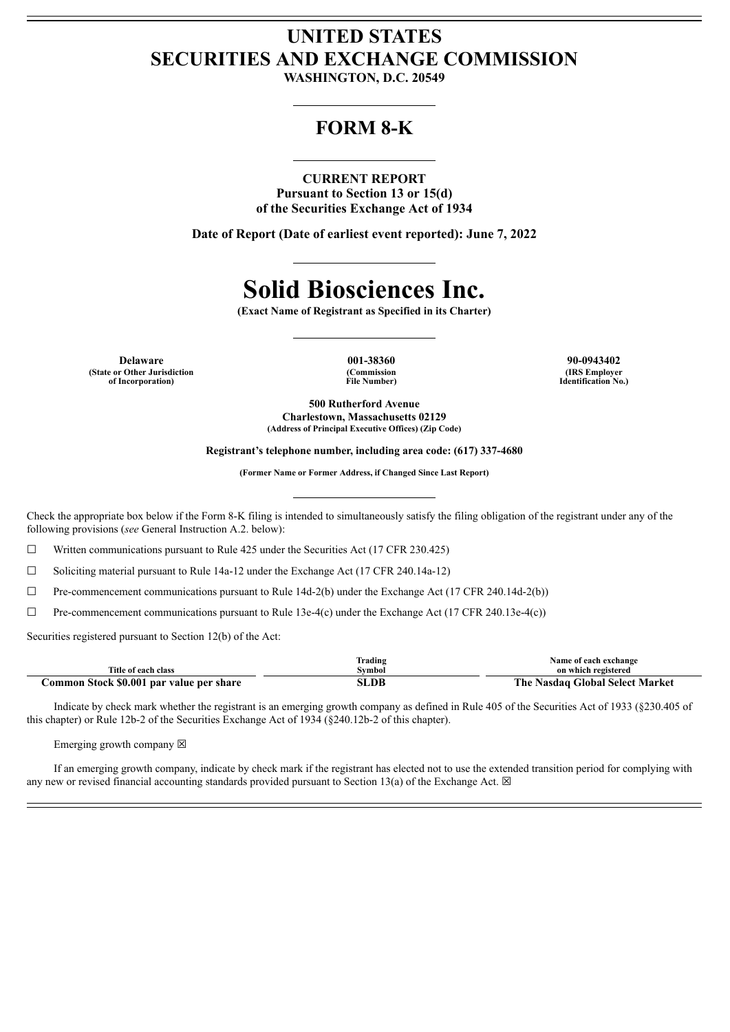# UNITED STATES
# SECURITIES AND EXCHANGE COMMISSION

**WASHINGTON, D.C. 20549**

## FORM 8-K

**CURRENT REPORT**
**Pursuant to Section 13 or 15(d)**
**of the Securities Exchange Act of 1934**

**Date of Report (Date of earliest event reported): June 7, 2022**

# Solid Biosciences Inc.

**(Exact Name of Registrant as Specified in its Charter)**

| Delaware | 001-38360 | 90-0943402 |
|---|---|---|
| (State or Other Jurisdiction of Incorporation) | (Commission File Number) | (IRS Employer Identification No.) |

**500 Rutherford Avenue**
**Charlestown, Massachusetts 02129**
**(Address of Principal Executive Offices) (Zip Code)**

**Registrant's telephone number, including area code: (617) 337-4680**

**(Former Name or Former Address, if Changed Since Last Report)**

Check the appropriate box below if the Form 8-K filing is intended to simultaneously satisfy the filing obligation of the registrant under any of the following provisions (*see* General Instruction A.2. below):

☐ Written communications pursuant to Rule 425 under the Securities Act (17 CFR 230.425)

☐ Soliciting material pursuant to Rule 14a-12 under the Exchange Act (17 CFR 240.14a-12)

☐ Pre-commencement communications pursuant to Rule 14d-2(b) under the Exchange Act (17 CFR 240.14d-2(b))

☐ Pre-commencement communications pursuant to Rule 13e-4(c) under the Exchange Act (17 CFR 240.13e-4(c))

Securities registered pursuant to Section 12(b) of the Act:

| Title of each class | Trading Symbol | Name of each exchange on which registered |
|---|---|---|
| **Common Stock $0.001 par value per share** | **SLDB** | **The Nasdaq Global Select Market** |

Indicate by check mark whether the registrant is an emerging growth company as defined in Rule 405 of the Securities Act of 1933 (§230.405 of this chapter) or Rule 12b-2 of the Securities Exchange Act of 1934 (§240.12b-2 of this chapter).

Emerging growth company ☒

If an emerging growth company, indicate by check mark if the registrant has elected not to use the extended transition period for complying with any new or revised financial accounting standards provided pursuant to Section 13(a) of the Exchange Act. ☒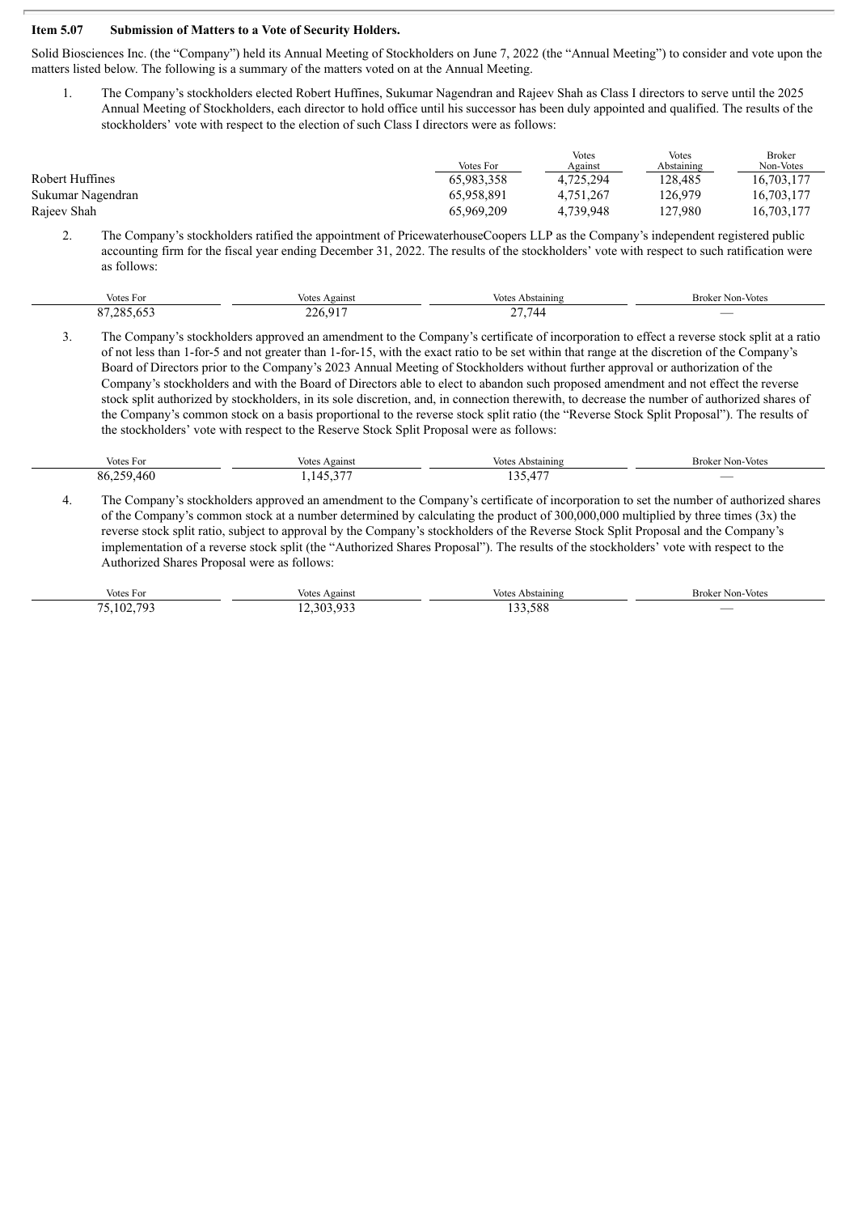**Item 5.07 Submission of Matters to a Vote of Security Holders.**

Solid Biosciences Inc. (the "Company") held its Annual Meeting of Stockholders on June 7, 2022 (the "Annual Meeting") to consider and vote upon the matters listed below. The following is a summary of the matters voted on at the Annual Meeting.

1. The Company's stockholders elected Robert Huffines, Sukumar Nagendran and Rajeev Shah as Class I directors to serve until the 2025 Annual Meeting of Stockholders, each director to hold office until his successor has been duly appointed and qualified. The results of the stockholders' vote with respect to the election of such Class I directors were as follows:

| | Votes For | Votes Against | Votes Abstaining | Broker Non-Votes |
|---|---|---|---|---|
| Robert Huffines | 65,983,358 | 4,725,294 | 128,485 | 16,703,177 |
| Sukumar Nagendran | 65,958,891 | 4,751,267 | 126,979 | 16,703,177 |
| Rajeev Shah | 65,969,209 | 4,739,948 | 127,980 | 16,703,177 |

2. The Company's stockholders ratified the appointment of PricewaterhouseCoopers LLP as the Company's independent registered public accounting firm for the fiscal year ending December 31, 2022. The results of the stockholders' vote with respect to such ratification were as follows:

| Votes For | Votes Against | Votes Abstaining | Broker Non-Votes |
|---|---|---|---|
| 87,285,653 | 226,917 | 27,744 | — |

3. The Company's stockholders approved an amendment to the Company's certificate of incorporation to effect a reverse stock split at a ratio of not less than 1-for-5 and not greater than 1-for-15, with the exact ratio to be set within that range at the discretion of the Company's Board of Directors prior to the Company's 2023 Annual Meeting of Stockholders without further approval or authorization of the Company's stockholders and with the Board of Directors able to elect to abandon such proposed amendment and not effect the reverse stock split authorized by stockholders, in its sole discretion, and, in connection therewith, to decrease the number of authorized shares of the Company's common stock on a basis proportional to the reverse stock split ratio (the "Reverse Stock Split Proposal"). The results of the stockholders' vote with respect to the Reserve Stock Split Proposal were as follows:

| Votes For | Votes Against | Votes Abstaining | Broker Non-Votes |
|---|---|---|---|
| 86,259,460 | 1,145,377 | 135,477 | — |

4. The Company's stockholders approved an amendment to the Company's certificate of incorporation to set the number of authorized shares of the Company's common stock at a number determined by calculating the product of 300,000,000 multiplied by three times (3x) the reverse stock split ratio, subject to approval by the Company's stockholders of the Reverse Stock Split Proposal and the Company's implementation of a reverse stock split (the "Authorized Shares Proposal"). The results of the stockholders' vote with respect to the Authorized Shares Proposal were as follows:

| Votes For | Votes Against | Votes Abstaining | Broker Non-Votes |
|---|---|---|---|
| 75,102,793 | 12,303,933 | 133,588 | — |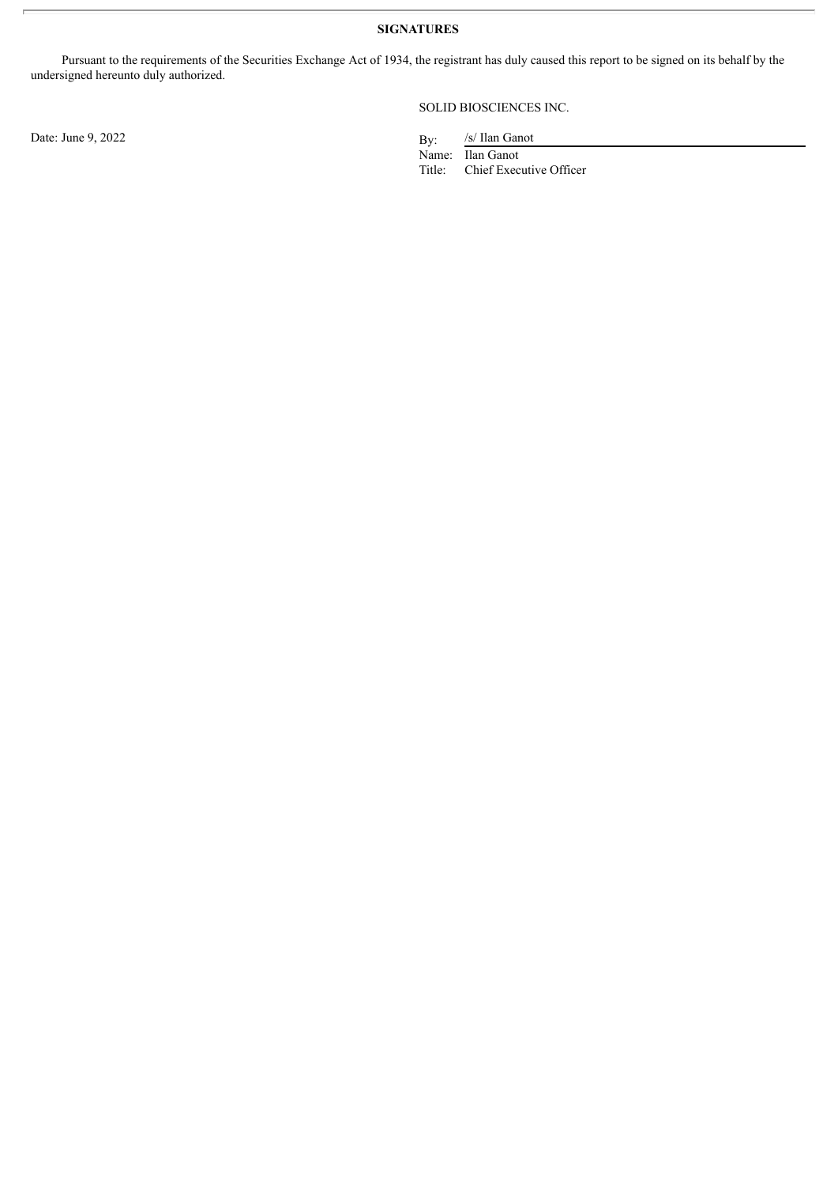**SIGNATURES**

Pursuant to the requirements of the Securities Exchange Act of 1934, the registrant has duly caused this report to be signed on its behalf by the undersigned hereunto duly authorized.

SOLID BIOSCIENCES INC.

Date: June 9, 2022

By: /s/ Ilan Ganot
Name: Ilan Ganot
Title: Chief Executive Officer